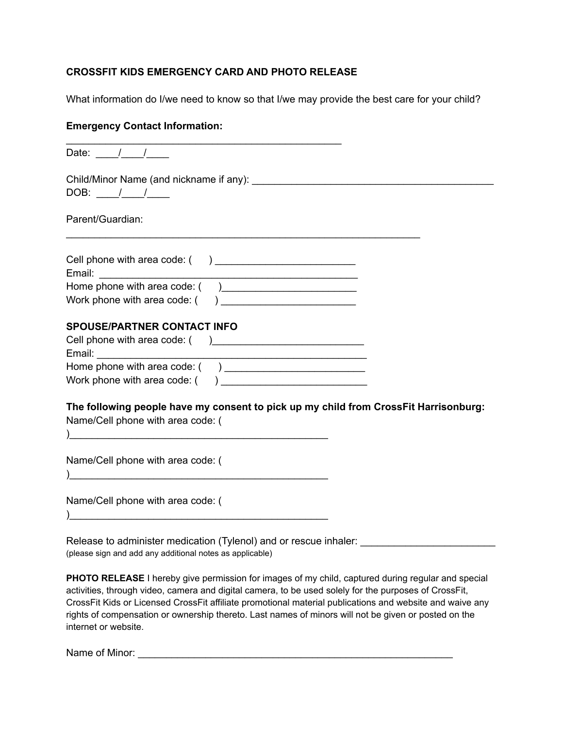**CROSSFIT KIDS EMERGENCY CARD AND PHOTO RELEASE**

What information do I/we need to know so that I/we may provide the best care for your child?

**Emergency Contact Information:**
_________________________________________________

Date: ____/____/____

Child/Minor Name (and nickname if any): ___________________________________________
DOB: ____/____/____

Parent/Guardian:
_______________________________________________________________

Cell phone with area code: (      ) _________________________
Email: _______________________________________________
Home phone with area code: (      )_______________________
Work phone with area code: (      ) _______________________

**SPOUSE/PARTNER CONTACT INFO**
Cell phone with area code: (      )__________________________
Email: ________________________________________________
Home phone with area code: (      ) ________________________
Work phone with area code: (      ) _________________________

**The following people have my consent to pick up my child from CrossFit Harrisonburg:**
Name/Cell phone with area code: (
)______________________________________________

Name/Cell phone with area code: (
)______________________________________________

Name/Cell phone with area code: (
)______________________________________________

Release to administer medication (Tylenol) and or rescue inhaler: ________________________
(please sign and add any additional notes as applicable)

**PHOTO RELEASE** I hereby give permission for images of my child, captured during regular and special activities, through video, camera and digital camera, to be used solely for the purposes of CrossFit, CrossFit Kids or Licensed CrossFit affiliate promotional material publications and website and waive any rights of compensation or ownership thereto. Last names of minors will not be given or posted on the internet or website.

Name of Minor: ________________________________________________________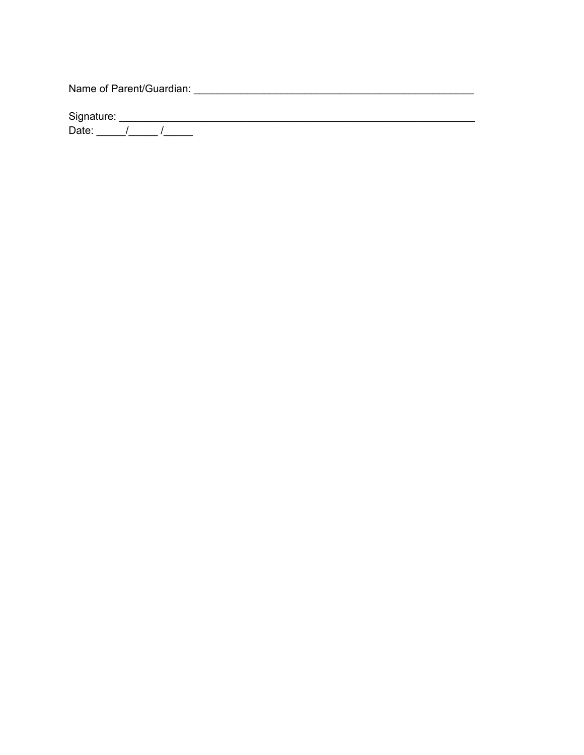Name of Parent/Guardian: ___________________________________________________

Signature: _________________________________________________________________
Date: _____/_____ /_____